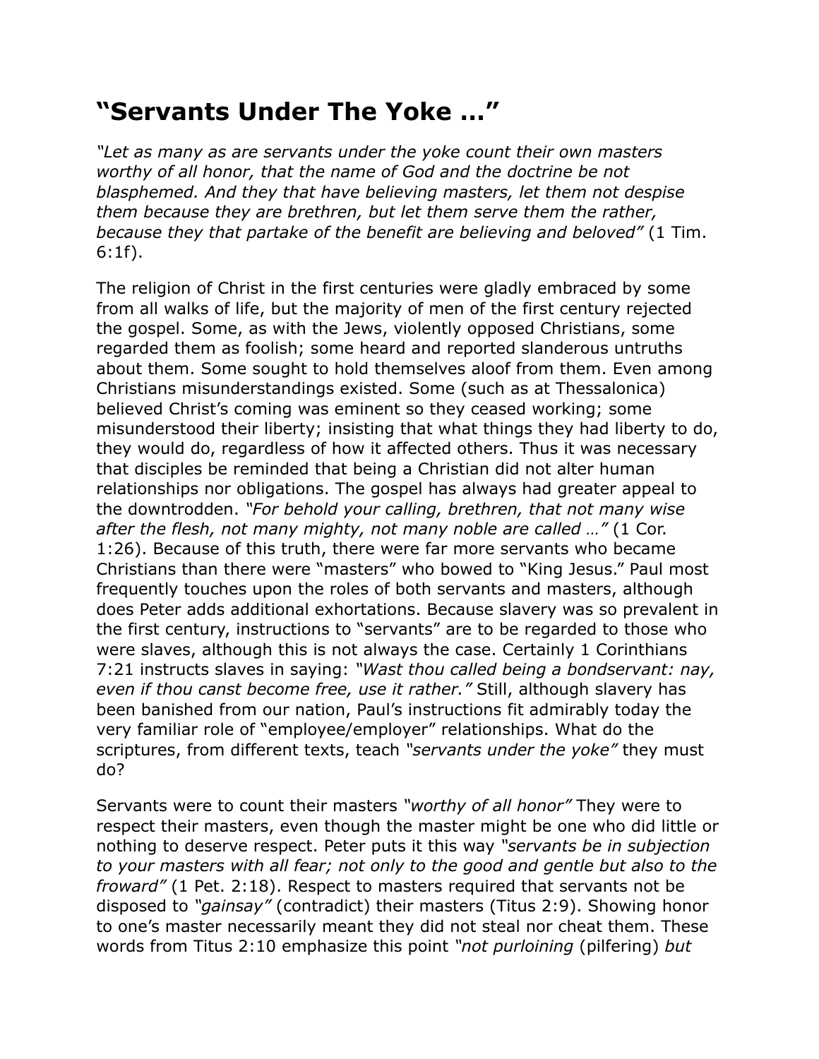# “Servants Under The Yoke …”

*“Let as many as are servants under the yoke count their own masters worthy of all honor, that the name of God and the doctrine be not blasphemed. And they that have believing masters, let them not despise them because they are brethren, but let them serve them the rather, because they that partake of the benefit are believing and beloved”* (1 Tim. 6:1f).

The religion of Christ in the first centuries were gladly embraced by some from all walks of life, but the majority of men of the first century rejected the gospel. Some, as with the Jews, violently opposed Christians, some regarded them as foolish; some heard and reported slanderous untruths about them. Some sought to hold themselves aloof from them. Even among Christians misunderstandings existed. Some (such as at Thessalonica) believed Christ’s coming was eminent so they ceased working; some misunderstood their liberty; insisting that what things they had liberty to do, they would do, regardless of how it affected others. Thus it was necessary that disciples be reminded that being a Christian did not alter human relationships nor obligations. The gospel has always had greater appeal to the downtrodden. *“For behold your calling, brethren, that not many wise after the flesh, not many mighty, not many noble are called …”* (1 Cor. 1:26). Because of this truth, there were far more servants who became Christians than there were “masters” who bowed to “King Jesus.” Paul most frequently touches upon the roles of both servants and masters, although does Peter adds additional exhortations. Because slavery was so prevalent in the first century, instructions to “servants” are to be regarded to those who were slaves, although this is not always the case. Certainly 1 Corinthians 7:21 instructs slaves in saying: *“Wast thou called being a bondservant: nay, even if thou canst become free, use it rather.”* Still, although slavery has been banished from our nation, Paul’s instructions fit admirably today the very familiar role of “employee/employer” relationships. What do the scriptures, from different texts, teach *“servants under the yoke”* they must do?

Servants were to count their masters *“worthy of all honor”* They were to respect their masters, even though the master might be one who did little or nothing to deserve respect. Peter puts it this way *“servants be in subjection to your masters with all fear; not only to the good and gentle but also to the froward”* (1 Pet. 2:18). Respect to masters required that servants not be disposed to *“gainsay”* (contradict) their masters (Titus 2:9). Showing honor to one’s master necessarily meant they did not steal nor cheat them. These words from Titus 2:10 emphasize this point *“not purloining* (pilfering) *but*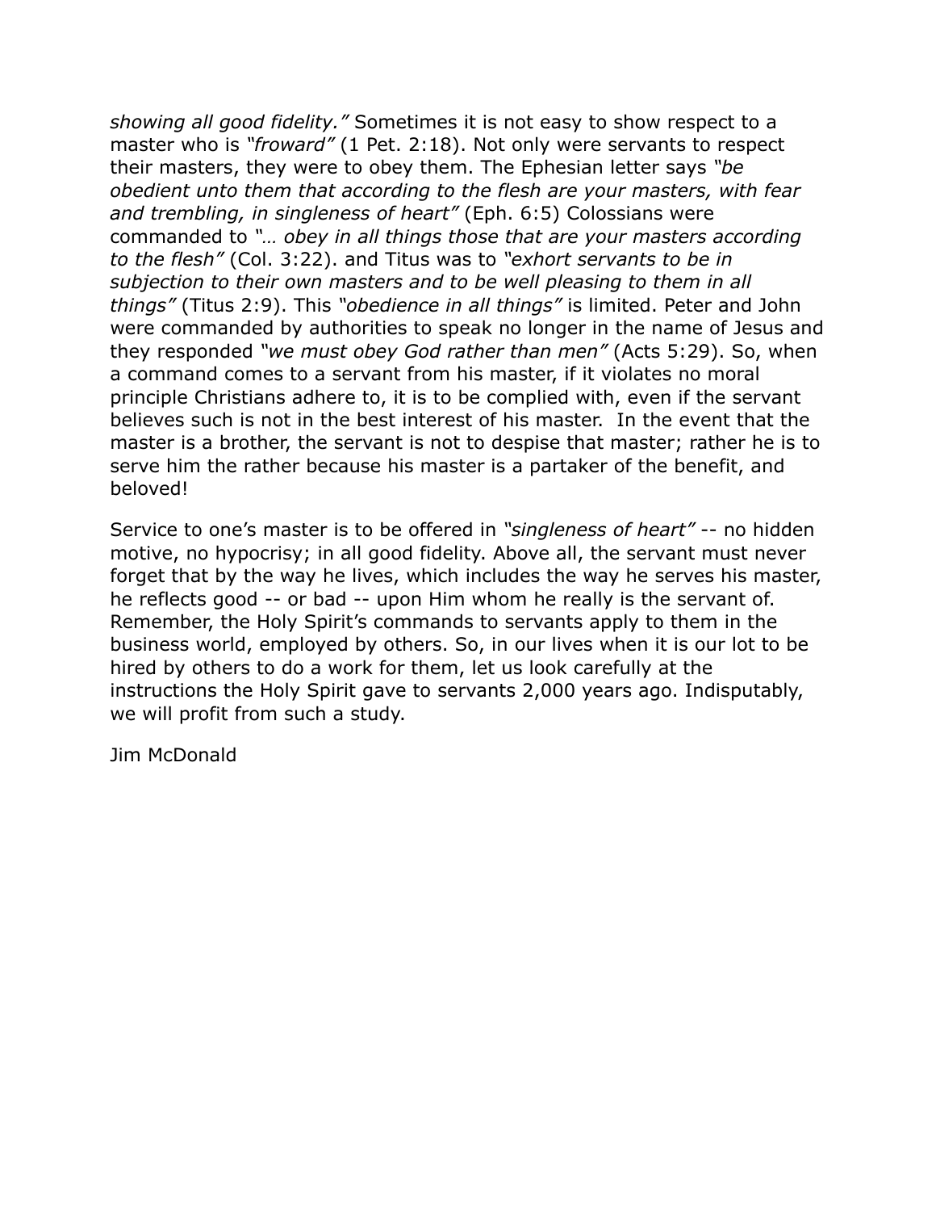*showing all good fidelity."* Sometimes it is not easy to show respect to a master who is *"froward"* (1 Pet. 2:18). Not only were servants to respect their masters, they were to obey them. The Ephesian letter says *"be obedient unto them that according to the flesh are your masters, with fear and trembling, in singleness of heart"* (Eph. 6:5) Colossians were commanded to *"… obey in all things those that are your masters according to the flesh"* (Col. 3:22). and Titus was to *"exhort servants to be in subjection to their own masters and to be well pleasing to them in all things"* (Titus 2:9). This *"obedience in all things"* is limited. Peter and John were commanded by authorities to speak no longer in the name of Jesus and they responded *"we must obey God rather than men"* (Acts 5:29). So, when a command comes to a servant from his master, if it violates no moral principle Christians adhere to, it is to be complied with, even if the servant believes such is not in the best interest of his master. In the event that the master is a brother, the servant is not to despise that master; rather he is to serve him the rather because his master is a partaker of the benefit, and beloved!

Service to one's master is to be offered in *"singleness of heart"* -- no hidden motive, no hypocrisy; in all good fidelity. Above all, the servant must never forget that by the way he lives, which includes the way he serves his master, he reflects good -- or bad -- upon Him whom he really is the servant of. Remember, the Holy Spirit's commands to servants apply to them in the business world, employed by others. So, in our lives when it is our lot to be hired by others to do a work for them, let us look carefully at the instructions the Holy Spirit gave to servants 2,000 years ago. Indisputably, we will profit from such a study.

Jim McDonald